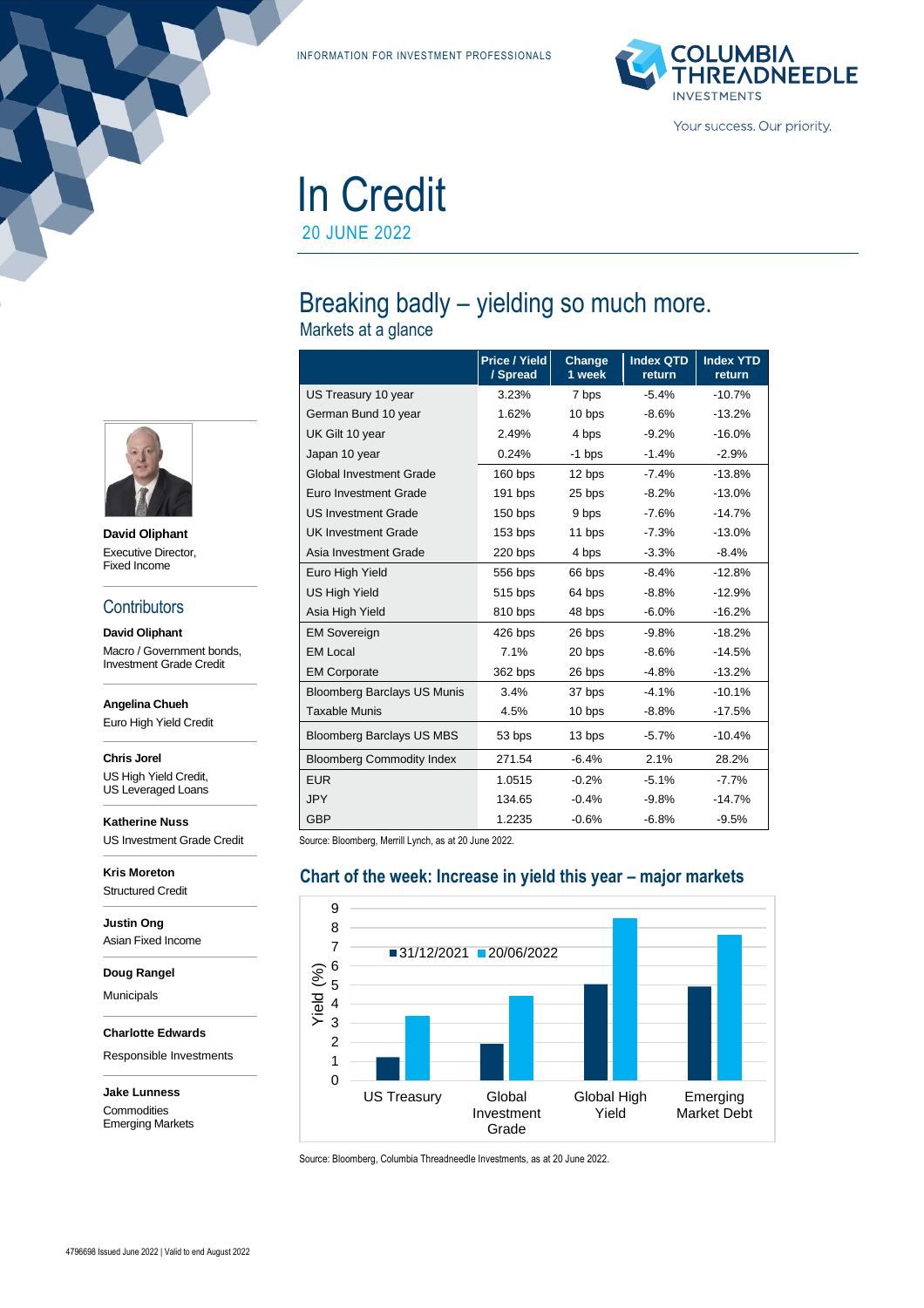INFORMATION FOR INVESTMENT PROFESSIONALS

# In Credit

20 JUNE 2022

## Breaking badly – yielding so much more.

### Markets at a glance

| | Price / Yield / Spread | Change 1 week | Index QTD return | Index YTD return |
|---|---|---|---|---|
| US Treasury 10 year | 3.23% | 7 bps | -5.4% | -10.7% |
| German Bund 10 year | 1.62% | 10 bps | -8.6% | -13.2% |
| UK Gilt 10 year | 2.49% | 4 bps | -9.2% | -16.0% |
| Japan 10 year | 0.24% | -1 bps | -1.4% | -2.9% |
| Global Investment Grade | 160 bps | 12 bps | -7.4% | -13.8% |
| Euro Investment Grade | 191 bps | 25 bps | -8.2% | -13.0% |
| US Investment Grade | 150 bps | 9 bps | -7.6% | -14.7% |
| UK Investment Grade | 153 bps | 11 bps | -7.3% | -13.0% |
| Asia Investment Grade | 220 bps | 4 bps | -3.3% | -8.4% |
| Euro High Yield | 556 bps | 66 bps | -8.4% | -12.8% |
| US High Yield | 515 bps | 64 bps | -8.8% | -12.9% |
| Asia High Yield | 810 bps | 48 bps | -6.0% | -16.2% |
| EM Sovereign | 426 bps | 26 bps | -9.8% | -18.2% |
| EM Local | 7.1% | 20 bps | -8.6% | -14.5% |
| EM Corporate | 362 bps | 26 bps | -4.8% | -13.2% |
| Bloomberg Barclays US Munis | 3.4% | 37 bps | -4.1% | -10.1% |
| Taxable Munis | 4.5% | 10 bps | -8.8% | -17.5% |
| Bloomberg Barclays US MBS | 53 bps | 13 bps | -5.7% | -10.4% |
| Bloomberg Commodity Index | 271.54 | -6.4% | 2.1% | 28.2% |
| EUR | 1.0515 | -0.2% | -5.1% | -7.7% |
| JPY | 134.65 | -0.4% | -9.8% | -14.7% |
| GBP | 1.2235 | -0.6% | -6.8% | -9.5% |

Source: Bloomberg, Merrill Lynch, as at 20 June 2022.

### Chart of the week: Increase in yield this year – major markets

Source: Bloomberg, Columbia Threadneedle Investments, as at 20 June 2022.

**David Oliphant**
Executive Director,
Fixed Income

## Contributors

**David Oliphant**
Macro / Government bonds, Investment Grade Credit

**Angelina Chueh**
Euro High Yield Credit

**Chris Jorel**
US High Yield Credit, US Leveraged Loans

**Katherine Nuss**
US Investment Grade Credit

**Kris Moreton**
Structured Credit

**Justin Ong**
Asian Fixed Income

**Doug Rangel**
Municipals

**Charlotte Edwards**
Responsible Investments

**Jake Lunness**
Commodities
Emerging Markets

4796698 Issued June 2022 | Valid to end August 2022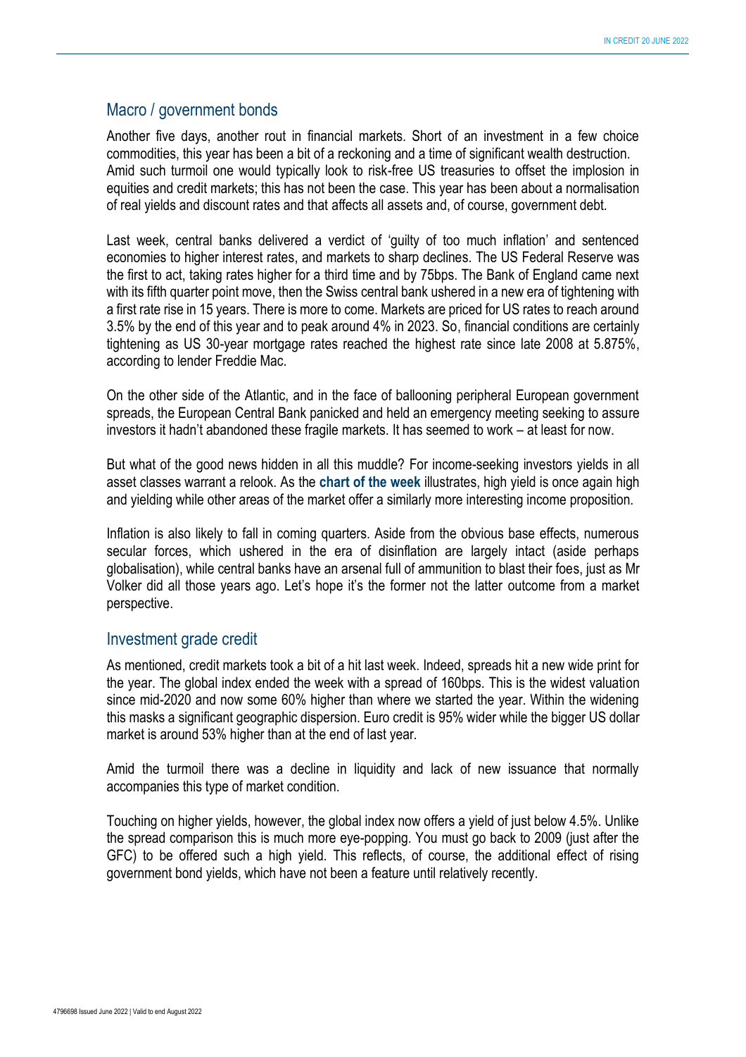## Macro / government bonds

Another five days, another rout in financial markets. Short of an investment in a few choice commodities, this year has been a bit of a reckoning and a time of significant wealth destruction. Amid such turmoil one would typically look to risk-free US treasuries to offset the implosion in equities and credit markets; this has not been the case. This year has been about a normalisation of real yields and discount rates and that affects all assets and, of course, government debt.

Last week, central banks delivered a verdict of 'guilty of too much inflation' and sentenced economies to higher interest rates, and markets to sharp declines. The US Federal Reserve was the first to act, taking rates higher for a third time and by 75bps. The Bank of England came next with its fifth quarter point move, then the Swiss central bank ushered in a new era of tightening with a first rate rise in 15 years. There is more to come. Markets are priced for US rates to reach around 3.5% by the end of this year and to peak around 4% in 2023. So, financial conditions are certainly tightening as US 30-year mortgage rates reached the highest rate since late 2008 at 5.875%, according to lender Freddie Mac.

On the other side of the Atlantic, and in the face of ballooning peripheral European government spreads, the European Central Bank panicked and held an emergency meeting seeking to assure investors it hadn't abandoned these fragile markets. It has seemed to work – at least for now.

But what of the good news hidden in all this muddle? For income-seeking investors yields in all asset classes warrant a relook. As the **chart of the week** illustrates, high yield is once again high and yielding while other areas of the market offer a similarly more interesting income proposition.

Inflation is also likely to fall in coming quarters. Aside from the obvious base effects, numerous secular forces, which ushered in the era of disinflation are largely intact (aside perhaps globalisation), while central banks have an arsenal full of ammunition to blast their foes, just as Mr Volker did all those years ago. Let's hope it's the former not the latter outcome from a market perspective.

## Investment grade credit

As mentioned, credit markets took a bit of a hit last week. Indeed, spreads hit a new wide print for the year. The global index ended the week with a spread of 160bps. This is the widest valuation since mid-2020 and now some 60% higher than where we started the year. Within the widening this masks a significant geographic dispersion. Euro credit is 95% wider while the bigger US dollar market is around 53% higher than at the end of last year.

Amid the turmoil there was a decline in liquidity and lack of new issuance that normally accompanies this type of market condition.

Touching on higher yields, however, the global index now offers a yield of just below 4.5%. Unlike the spread comparison this is much more eye-popping. You must go back to 2009 (just after the GFC) to be offered such a high yield. This reflects, of course, the additional effect of rising government bond yields, which have not been a feature until relatively recently.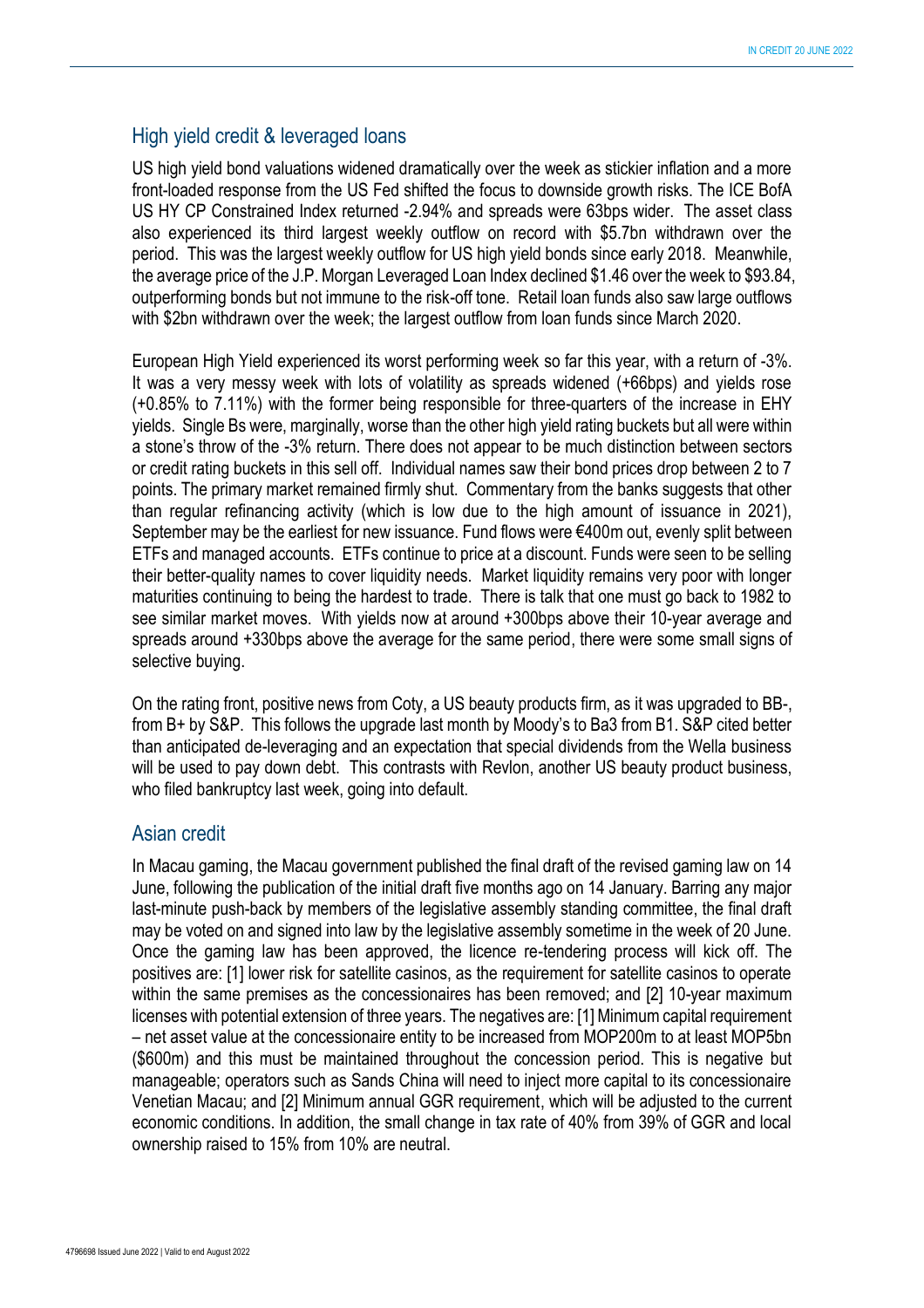## High yield credit & leveraged loans

US high yield bond valuations widened dramatically over the week as stickier inflation and a more front-loaded response from the US Fed shifted the focus to downside growth risks. The ICE BofA US HY CP Constrained Index returned -2.94% and spreads were 63bps wider. The asset class also experienced its third largest weekly outflow on record with $5.7bn withdrawn over the period. This was the largest weekly outflow for US high yield bonds since early 2018. Meanwhile, the average price of the J.P. Morgan Leveraged Loan Index declined $1.46 over the week to $93.84, outperforming bonds but not immune to the risk-off tone. Retail loan funds also saw large outflows with $2bn withdrawn over the week; the largest outflow from loan funds since March 2020.

European High Yield experienced its worst performing week so far this year, with a return of -3%. It was a very messy week with lots of volatility as spreads widened (+66bps) and yields rose (+0.85% to 7.11%) with the former being responsible for three-quarters of the increase in EHY yields. Single Bs were, marginally, worse than the other high yield rating buckets but all were within a stone's throw of the -3% return. There does not appear to be much distinction between sectors or credit rating buckets in this sell off. Individual names saw their bond prices drop between 2 to 7 points. The primary market remained firmly shut. Commentary from the banks suggests that other than regular refinancing activity (which is low due to the high amount of issuance in 2021), September may be the earliest for new issuance. Fund flows were €400m out, evenly split between ETFs and managed accounts. ETFs continue to price at a discount. Funds were seen to be selling their better-quality names to cover liquidity needs. Market liquidity remains very poor with longer maturities continuing to being the hardest to trade. There is talk that one must go back to 1982 to see similar market moves. With yields now at around +300bps above their 10-year average and spreads around +330bps above the average for the same period, there were some small signs of selective buying.

On the rating front, positive news from Coty, a US beauty products firm, as it was upgraded to BB-, from B+ by S&P. This follows the upgrade last month by Moody's to Ba3 from B1. S&P cited better than anticipated de-leveraging and an expectation that special dividends from the Wella business will be used to pay down debt. This contrasts with Revlon, another US beauty product business, who filed bankruptcy last week, going into default.

## Asian credit

In Macau gaming, the Macau government published the final draft of the revised gaming law on 14 June, following the publication of the initial draft five months ago on 14 January. Barring any major last-minute push-back by members of the legislative assembly standing committee, the final draft may be voted on and signed into law by the legislative assembly sometime in the week of 20 June. Once the gaming law has been approved, the licence re-tendering process will kick off. The positives are: [1] lower risk for satellite casinos, as the requirement for satellite casinos to operate within the same premises as the concessionaires has been removed; and [2] 10-year maximum licenses with potential extension of three years. The negatives are: [1] Minimum capital requirement – net asset value at the concessionaire entity to be increased from MOP200m to at least MOP5bn ($600m) and this must be maintained throughout the concession period. This is negative but manageable; operators such as Sands China will need to inject more capital to its concessionaire Venetian Macau; and [2] Minimum annual GGR requirement, which will be adjusted to the current economic conditions. In addition, the small change in tax rate of 40% from 39% of GGR and local ownership raised to 15% from 10% are neutral.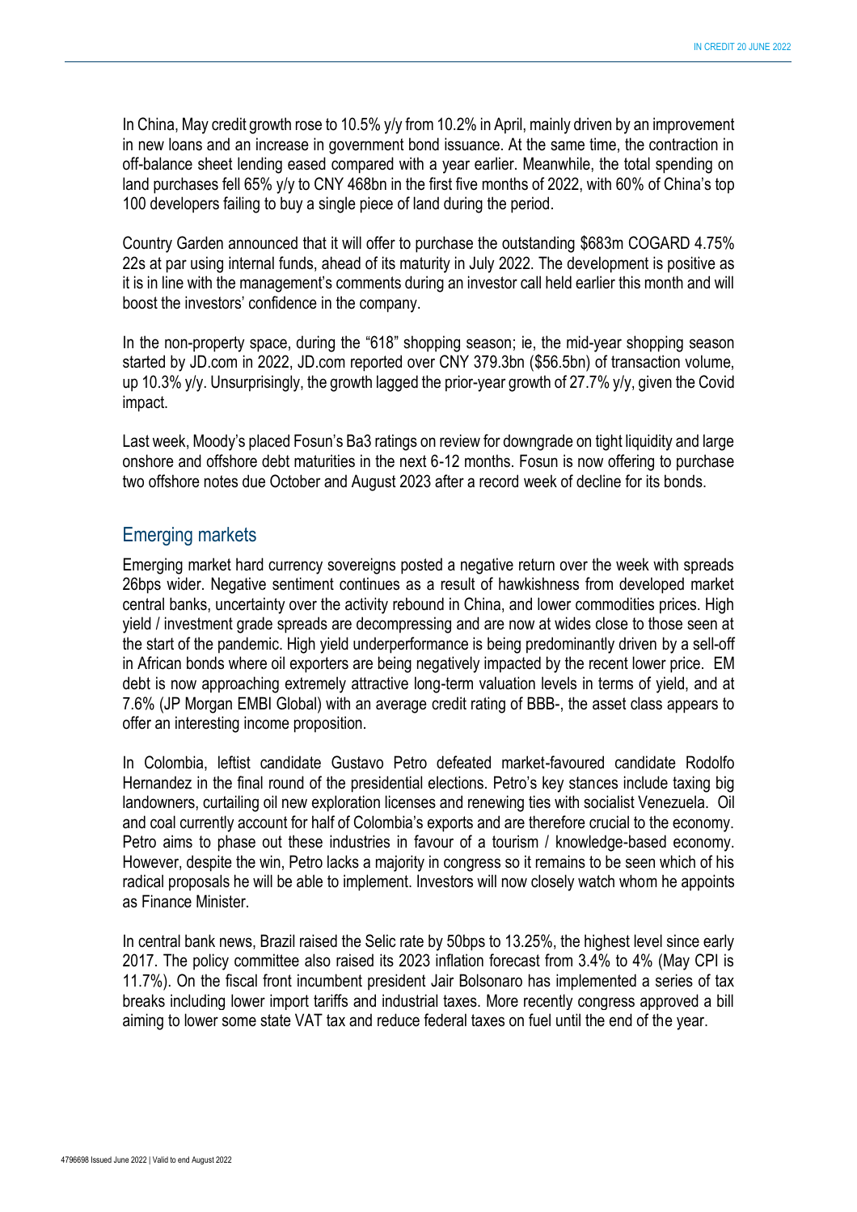In China, May credit growth rose to 10.5% y/y from 10.2% in April, mainly driven by an improvement in new loans and an increase in government bond issuance. At the same time, the contraction in off-balance sheet lending eased compared with a year earlier. Meanwhile, the total spending on land purchases fell 65% y/y to CNY 468bn in the first five months of 2022, with 60% of China's top 100 developers failing to buy a single piece of land during the period.

Country Garden announced that it will offer to purchase the outstanding $683m COGARD 4.75% 22s at par using internal funds, ahead of its maturity in July 2022. The development is positive as it is in line with the management's comments during an investor call held earlier this month and will boost the investors' confidence in the company.

In the non-property space, during the "618" shopping season; ie, the mid-year shopping season started by JD.com in 2022, JD.com reported over CNY 379.3bn ($56.5bn) of transaction volume, up 10.3% y/y. Unsurprisingly, the growth lagged the prior-year growth of 27.7% y/y, given the Covid impact.

Last week, Moody's placed Fosun's Ba3 ratings on review for downgrade on tight liquidity and large onshore and offshore debt maturities in the next 6-12 months. Fosun is now offering to purchase two offshore notes due October and August 2023 after a record week of decline for its bonds.

## Emerging markets

Emerging market hard currency sovereigns posted a negative return over the week with spreads 26bps wider. Negative sentiment continues as a result of hawkishness from developed market central banks, uncertainty over the activity rebound in China, and lower commodities prices. High yield / investment grade spreads are decompressing and are now at wides close to those seen at the start of the pandemic. High yield underperformance is being predominantly driven by a sell-off in African bonds where oil exporters are being negatively impacted by the recent lower price. EM debt is now approaching extremely attractive long-term valuation levels in terms of yield, and at 7.6% (JP Morgan EMBI Global) with an average credit rating of BBB-, the asset class appears to offer an interesting income proposition.

In Colombia, leftist candidate Gustavo Petro defeated market-favoured candidate Rodolfo Hernandez in the final round of the presidential elections. Petro's key stances include taxing big landowners, curtailing oil new exploration licenses and renewing ties with socialist Venezuela. Oil and coal currently account for half of Colombia's exports and are therefore crucial to the economy. Petro aims to phase out these industries in favour of a tourism / knowledge-based economy. However, despite the win, Petro lacks a majority in congress so it remains to be seen which of his radical proposals he will be able to implement. Investors will now closely watch whom he appoints as Finance Minister.

In central bank news, Brazil raised the Selic rate by 50bps to 13.25%, the highest level since early 2017. The policy committee also raised its 2023 inflation forecast from 3.4% to 4% (May CPI is 11.7%). On the fiscal front incumbent president Jair Bolsonaro has implemented a series of tax breaks including lower import tariffs and industrial taxes. More recently congress approved a bill aiming to lower some state VAT tax and reduce federal taxes on fuel until the end of the year.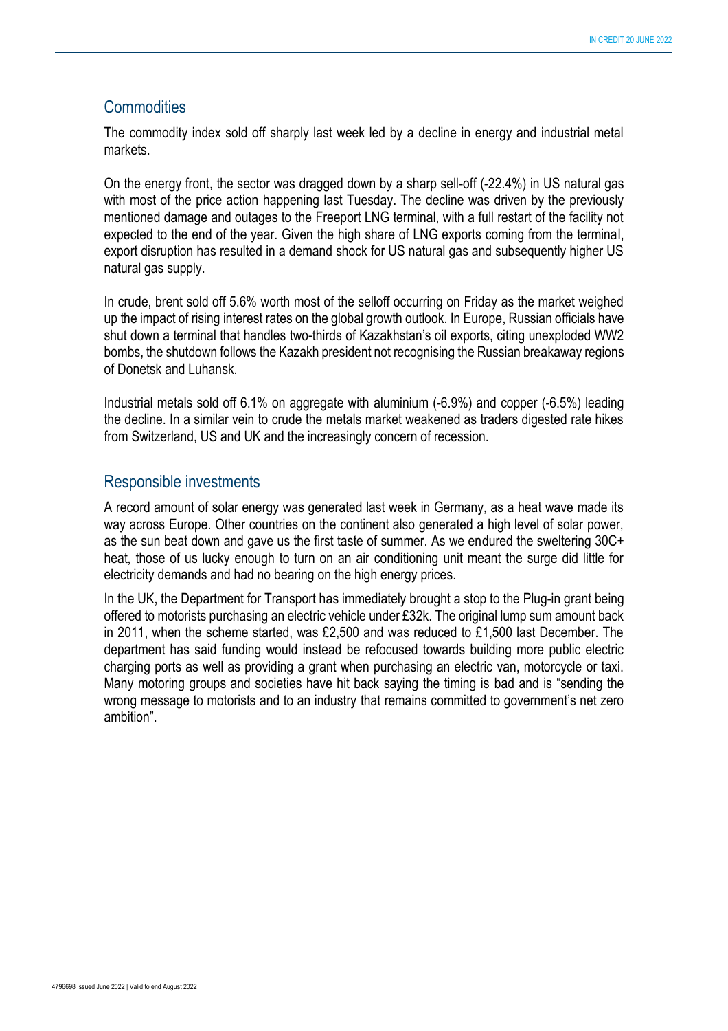## Commodities

The commodity index sold off sharply last week led by a decline in energy and industrial metal markets.

On the energy front, the sector was dragged down by a sharp sell-off (-22.4%) in US natural gas with most of the price action happening last Tuesday. The decline was driven by the previously mentioned damage and outages to the Freeport LNG terminal, with a full restart of the facility not expected to the end of the year. Given the high share of LNG exports coming from the terminal, export disruption has resulted in a demand shock for US natural gas and subsequently higher US natural gas supply.

In crude, brent sold off 5.6% worth most of the selloff occurring on Friday as the market weighed up the impact of rising interest rates on the global growth outlook. In Europe, Russian officials have shut down a terminal that handles two-thirds of Kazakhstan's oil exports, citing unexploded WW2 bombs, the shutdown follows the Kazakh president not recognising the Russian breakaway regions of Donetsk and Luhansk.

Industrial metals sold off 6.1% on aggregate with aluminium (-6.9%) and copper (-6.5%) leading the decline. In a similar vein to crude the metals market weakened as traders digested rate hikes from Switzerland, US and UK and the increasingly concern of recession.

## Responsible investments

A record amount of solar energy was generated last week in Germany, as a heat wave made its way across Europe. Other countries on the continent also generated a high level of solar power, as the sun beat down and gave us the first taste of summer. As we endured the sweltering 30C+ heat, those of us lucky enough to turn on an air conditioning unit meant the surge did little for electricity demands and had no bearing on the high energy prices.

In the UK, the Department for Transport has immediately brought a stop to the Plug-in grant being offered to motorists purchasing an electric vehicle under £32k. The original lump sum amount back in 2011, when the scheme started, was £2,500 and was reduced to £1,500 last December. The department has said funding would instead be refocused towards building more public electric charging ports as well as providing a grant when purchasing an electric van, motorcycle or taxi. Many motoring groups and societies have hit back saying the timing is bad and is "sending the wrong message to motorists and to an industry that remains committed to government's net zero ambition".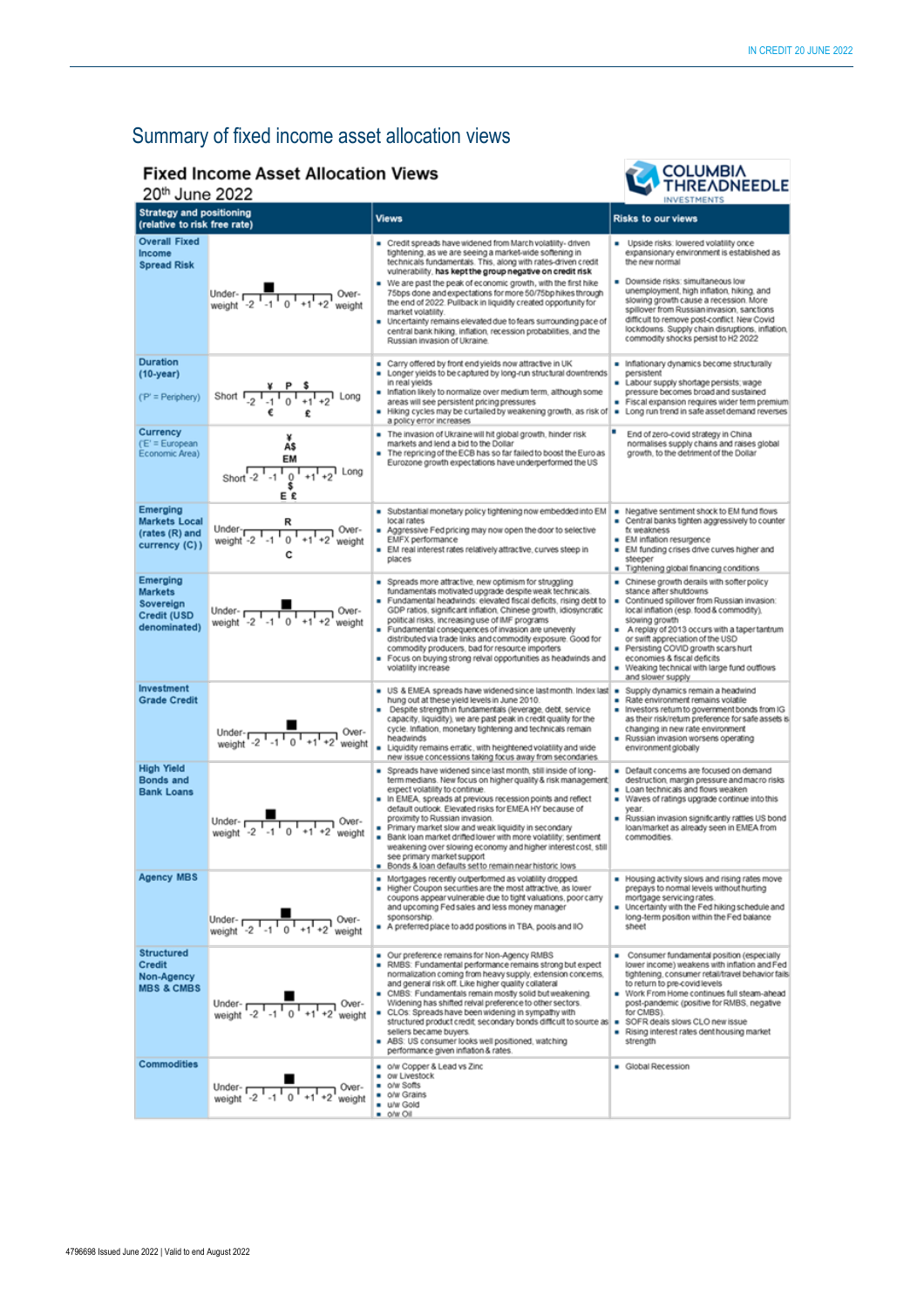## Summary of fixed income asset allocation views

### Fixed Income Asset Allocation Views

20th June 2022

COLUMBIA THREADNEEDLE INVESTMENTS

| Strategy and positioning (relative to risk free rate) | | Views | Risks to our views |
|---|---|---|---|
| **Overall Fixed Income Spread Risk** | Under-weight -2 -1 0 +1 +2 Over-weight (marker at -1) | ▪ Credit spreads have widened from March volatility-driven tightening, as we are seeing a market-wide softening in technicals fundamentals. This, along with rates-driven credit vulnerability, **has kept the group negative on credit risk**<br>▪ We are past the peak of economic growth, with the first hike 75bps done and expectations for more 50/75bp hikes through the end of 2022. Pullback in liquidity created opportunity for market volatility.<br>▪ Uncertainty remains elevated due to fears surrounding pace of central bank hiking, inflation, recession probabilities, and the Russian invasion of Ukraine. | ▪ Upside risks: lowered volatility once expansionary environment is established as the new normal<br>▪ Downside risks: simultaneous low unemployment, high inflation, hiking, and slowing growth cause a recession. More spillover from Russian invasion, sanctions difficult to remove post-conflict. New Covid lockdowns. Supply chain disruptions, inflation, commodity shocks persist to H2 2022 |
| **Duration (10-year)** ('P' = Periphery) | Short -2 -1 0 +1 +2 Long (¥ at -1, P at 0, $ at +1; € at -1, £ at +1) | ▪ Carry offered by front end yields now attractive in UK<br>▪ Longer yields to be captured by long-run structural downtrends in real yields<br>▪ Inflation likely to normalize over medium term, although some areas will see persistent pricing pressures<br>▪ Hiking cycles may be curtailed by weakening growth, as risk of a policy error increases | ▪ Inflationary dynamics become structurally persistent<br>▪ Labour supply shortage persists; wage pressure becomes broad and sustained<br>▪ Fiscal expansion requires wider term premium<br>▪ Long run trend in safe asset demand reverses |
| **Currency** ('E' = European Economic Area) | Short -2 -1 0 +1 +2 Long (¥, A$, EM at 0; $, E, £ at 0) | ▪ The invasion of Ukraine will hit global growth, hinder risk markets and lend a bid to the Dollar<br>▪ The repricing of the ECB has so far failed to boost the Euro as Eurozone growth expectations have underperformed the US | ▪ End of zero-covid strategy in China normalises supply chains and raises global growth, to the detriment of the Dollar |
| **Emerging Markets Local (rates (R) and currency (C))** | Under-weight -2 -1 0 +1 +2 Over-weight (R at 0, C at 0) | ▪ Substantial monetary policy tightening now embedded into EM local rates<br>▪ Aggressive Fed pricing may now open the door to selective EMFX performance<br>▪ EM real interest rates relatively attractive, curves steep in places | ▪ Negative sentiment shock to EM fund flows<br>▪ Central banks tighten aggressively to counter fx weakness<br>▪ EM inflation resurgence<br>▪ EM funding crises drive curves higher and steeper<br>▪ Tightening global financing conditions |
| **Emerging Markets Sovereign Credit (USD denominated)** | Under-weight -2 -1 0 +1 +2 Over-weight (marker at 0) | ▪ Spreads more attractive, new optimism for struggling fundamentals motivated upgrade despite weak technicals.<br>▪ Fundamental headwinds: elevated fiscal deficits, rising debt to GDP ratios, significant inflation, Chinese growth, idiosyncratic political risks, increasing use of IMF programs<br>▪ Fundamental consequences of invasion are unevenly distributed via trade links and commodity exposure. Good for commodity producers, bad for resource importers<br>▪ Focus on buying strong relval opportunities as headwinds and volatility increase | ▪ Chinese growth derails with softer policy stance after shutdowns<br>▪ Continued spillover from Russian invasion: local inflation (esp. food & commodity), slowing growth<br>▪ A replay of 2013 occurs with a taper tantrum or swift appreciation of the USD<br>▪ Persisting COVID growth scars hurt economies & fiscal deficits<br>▪ Weaking technical with large fund outflows and slower supply |
| **Investment Grade Credit** | Under-weight -2 -1 0 +1 +2 Over-weight (marker at 0) | ▪ US & EMEA spreads have widened since last month. Index last hung out at these yield levels in June 2010.<br>▪ Despite strength in fundamentals (leverage, debt, service capacity, liquidity), we are past peak in credit quality for the cycle. Inflation, monetary tightening and technicals remain headwinds<br>▪ Liquidity remains erratic, with heightened volatility and wide new issue concessions taking focus away from secondaries | ▪ Supply dynamics remain a headwind<br>▪ Rate environment remains volatile<br>▪ Investors return to government bonds from IG as their risk/return preference for safe assets is changing in new rate environment<br>▪ Russian invasion worsens operating environment globally |
| **High Yield Bonds and Bank Loans** | Under-weight -2 -1 0 +1 +2 Over-weight (marker at -1) | ▪ Spreads have widened since last month, still inside of long-term medians. New focus on higher quality & risk management, expect volatility to continue.<br>▪ In EMEA, spreads at previous recession points and reflect default outlook. Elevated risks for EMEA HY because of proximity to Russian invasion.<br>▪ Primary market slow and weak liquidity in secondary<br>▪ Bank loan market drifted lower with more volatility; sentiment weakening over slowing economy and higher interest cost, still see primary market support<br>▪ Bonds & loan defaults set to remain near historic lows | ▪ Default concerns are focused on demand destruction, margin pressure and macro risks<br>▪ Loan technicals and flows weaken<br>▪ Waves of ratings upgrade continue into this year.<br>▪ Russian invasion significantly rattles US bond loan/market as already seen in EMEA from commodities. |
| **Agency MBS** | Under-weight -2 -1 0 +1 +2 Over-weight (marker at 0) | ▪ Mortgages recently outperformed as volatility dropped.<br>▪ Higher Coupon securities are the most attractive, as lower coupons appear vulnerable due to tight valuations, poor carry and upcoming Fed sales and less money manager sponsorship.<br>▪ A preferred place to add positions in TBA, pools and IIO | ▪ Housing activity slows and rising rates move prepays to normal levels without hurting mortgage servicing rates.<br>▪ Uncertainty with the Fed hiking schedule and long-term position within the Fed balance sheet |
| **Structured Credit Non-Agency MBS & CMBS** | Under-weight -2 -1 0 +1 +2 Over-weight (marker at 0) | ▪ Our preference remains for Non-Agency RMBS<br>▪ RMBS: Fundamental performance remains strong but expect normalization coming from heavy supply, extension concerns, and general risk off. Like higher quality collateral<br>▪ CMBS: Fundamentals remain mostly solid but weakening. Widening has shifted relval preference to other sectors.<br>▪ CLOs: Spreads have been widening in sympathy with structured product credit; secondary bonds difficult to source as sellers became buyers.<br>▪ ABS: US consumer looks well positioned, watching performance given inflation & rates. | ▪ Consumer fundamental position (especially lower income) weakens with inflation and Fed tightening, consumer retail/travel behavior fails to return to pre-covid levels<br>▪ Work From Home continues full steam-ahead post-pandemic (positive for RMBS, negative for CMBS).<br>▪ SOFR deals slows CLO new issue<br>▪ Rising interest rates dent housing market strength |
| **Commodities** | Under-weight -2 -1 0 +1 +2 Over-weight (marker at 0) | ▪ o/w Copper & Lead vs Zinc<br>▪ o/w Livestock<br>▪ o/w Softs<br>▪ o/w Grains<br>▪ u/w Gold<br>▪ o/w Oil | ▪ Global Recession |

4796698 Issued June 2022 | Valid to end August 2022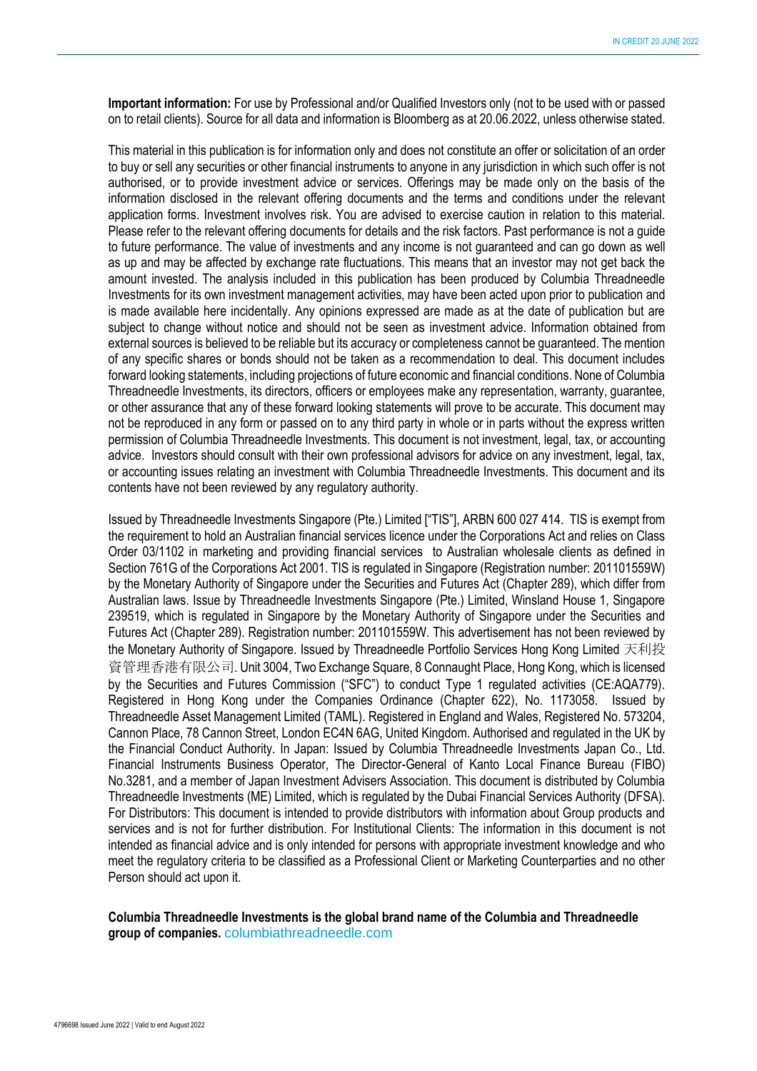**Important information:** For use by Professional and/or Qualified Investors only (not to be used with or passed on to retail clients). Source for all data and information is Bloomberg as at 20.06.2022, unless otherwise stated.

This material in this publication is for information only and does not constitute an offer or solicitation of an order to buy or sell any securities or other financial instruments to anyone in any jurisdiction in which such offer is not authorised, or to provide investment advice or services. Offerings may be made only on the basis of the information disclosed in the relevant offering documents and the terms and conditions under the relevant application forms. Investment involves risk. You are advised to exercise caution in relation to this material. Please refer to the relevant offering documents for details and the risk factors. Past performance is not a guide to future performance. The value of investments and any income is not guaranteed and can go down as well as up and may be affected by exchange rate fluctuations. This means that an investor may not get back the amount invested. The analysis included in this publication has been produced by Columbia Threadneedle Investments for its own investment management activities, may have been acted upon prior to publication and is made available here incidentally. Any opinions expressed are made as at the date of publication but are subject to change without notice and should not be seen as investment advice. Information obtained from external sources is believed to be reliable but its accuracy or completeness cannot be guaranteed. The mention of any specific shares or bonds should not be taken as a recommendation to deal. This document includes forward looking statements, including projections of future economic and financial conditions. None of Columbia Threadneedle Investments, its directors, officers or employees make any representation, warranty, guarantee, or other assurance that any of these forward looking statements will prove to be accurate. This document may not be reproduced in any form or passed on to any third party in whole or in parts without the express written permission of Columbia Threadneedle Investments. This document is not investment, legal, tax, or accounting advice. Investors should consult with their own professional advisors for advice on any investment, legal, tax, or accounting issues relating an investment with Columbia Threadneedle Investments. This document and its contents have not been reviewed by any regulatory authority.

Issued by Threadneedle Investments Singapore (Pte.) Limited ["TIS"], ARBN 600 027 414. TIS is exempt from the requirement to hold an Australian financial services licence under the Corporations Act and relies on Class Order 03/1102 in marketing and providing financial services to Australian wholesale clients as defined in Section 761G of the Corporations Act 2001. TIS is regulated in Singapore (Registration number: 201101559W) by the Monetary Authority of Singapore under the Securities and Futures Act (Chapter 289), which differ from Australian laws. Issue by Threadneedle Investments Singapore (Pte.) Limited, Winsland House 1, Singapore 239519, which is regulated in Singapore by the Monetary Authority of Singapore under the Securities and Futures Act (Chapter 289). Registration number: 201101559W. This advertisement has not been reviewed by the Monetary Authority of Singapore. Issued by Threadneedle Portfolio Services Hong Kong Limited 天利投資管理香港有限公司. Unit 3004, Two Exchange Square, 8 Connaught Place, Hong Kong, which is licensed by the Securities and Futures Commission ("SFC") to conduct Type 1 regulated activities (CE:AQA779). Registered in Hong Kong under the Companies Ordinance (Chapter 622), No. 1173058. Issued by Threadneedle Asset Management Limited (TAML). Registered in England and Wales, Registered No. 573204, Cannon Place, 78 Cannon Street, London EC4N 6AG, United Kingdom. Authorised and regulated in the UK by the Financial Conduct Authority. In Japan: Issued by Columbia Threadneedle Investments Japan Co., Ltd. Financial Instruments Business Operator, The Director-General of Kanto Local Finance Bureau (FIBO) No.3281, and a member of Japan Investment Advisers Association. This document is distributed by Columbia Threadneedle Investments (ME) Limited, which is regulated by the Dubai Financial Services Authority (DFSA). For Distributors: This document is intended to provide distributors with information about Group products and services and is not for further distribution. For Institutional Clients: The information in this document is not intended as financial advice and is only intended for persons with appropriate investment knowledge and who meet the regulatory criteria to be classified as a Professional Client or Marketing Counterparties and no other Person should act upon it.

**Columbia Threadneedle Investments is the global brand name of the Columbia and Threadneedle group of companies.** columbiathreadneedle.com

4796698 Issued June 2022 | Valid to end August 2022